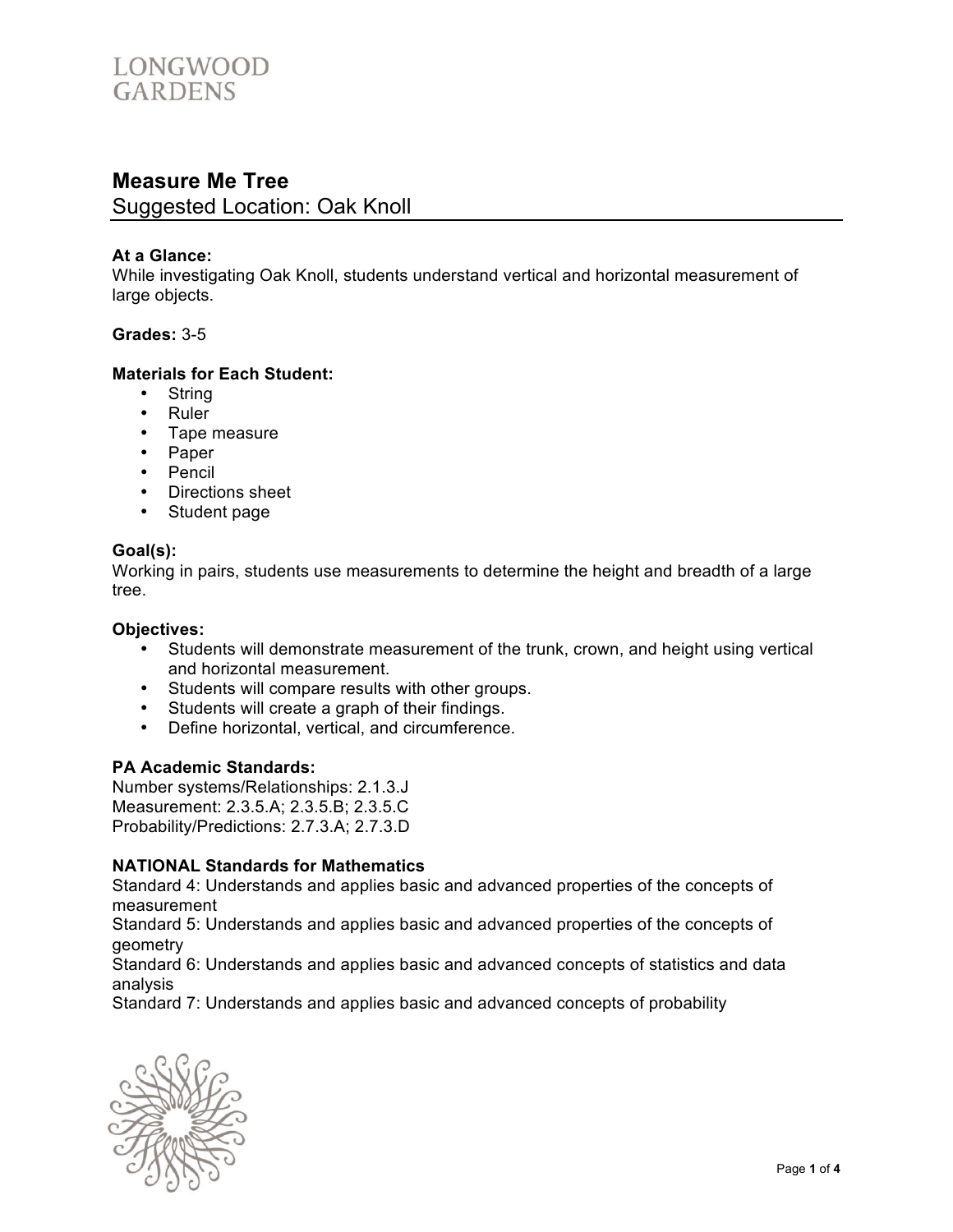LONGWOOD GARDENS

# Measure Me Tree

## Suggested Location: Oak Knoll

**At a Glance:**
While investigating Oak Knoll, students understand vertical and horizontal measurement of large objects.

**Grades:** 3-5

**Materials for Each Student:**

- String
- Ruler
- Tape measure
- Paper
- Pencil
- Directions sheet
- Student page

**Goal(s):**
Working in pairs, students use measurements to determine the height and breadth of a large tree.

**Objectives:**

- Students will demonstrate measurement of the trunk, crown, and height using vertical and horizontal measurement.
- Students will compare results with other groups.
- Students will create a graph of their findings.
- Define horizontal, vertical, and circumference.

**PA Academic Standards:**
Number systems/Relationships: 2.1.3.J
Measurement: 2.3.5.A; 2.3.5.B; 2.3.5.C
Probability/Predictions: 2.7.3.A; 2.7.3.D

**NATIONAL Standards for Mathematics**
Standard 4: Understands and applies basic and advanced properties of the concepts of measurement
Standard 5: Understands and applies basic and advanced properties of the concepts of geometry
Standard 6: Understands and applies basic and advanced concepts of statistics and data analysis
Standard 7: Understands and applies basic and advanced concepts of probability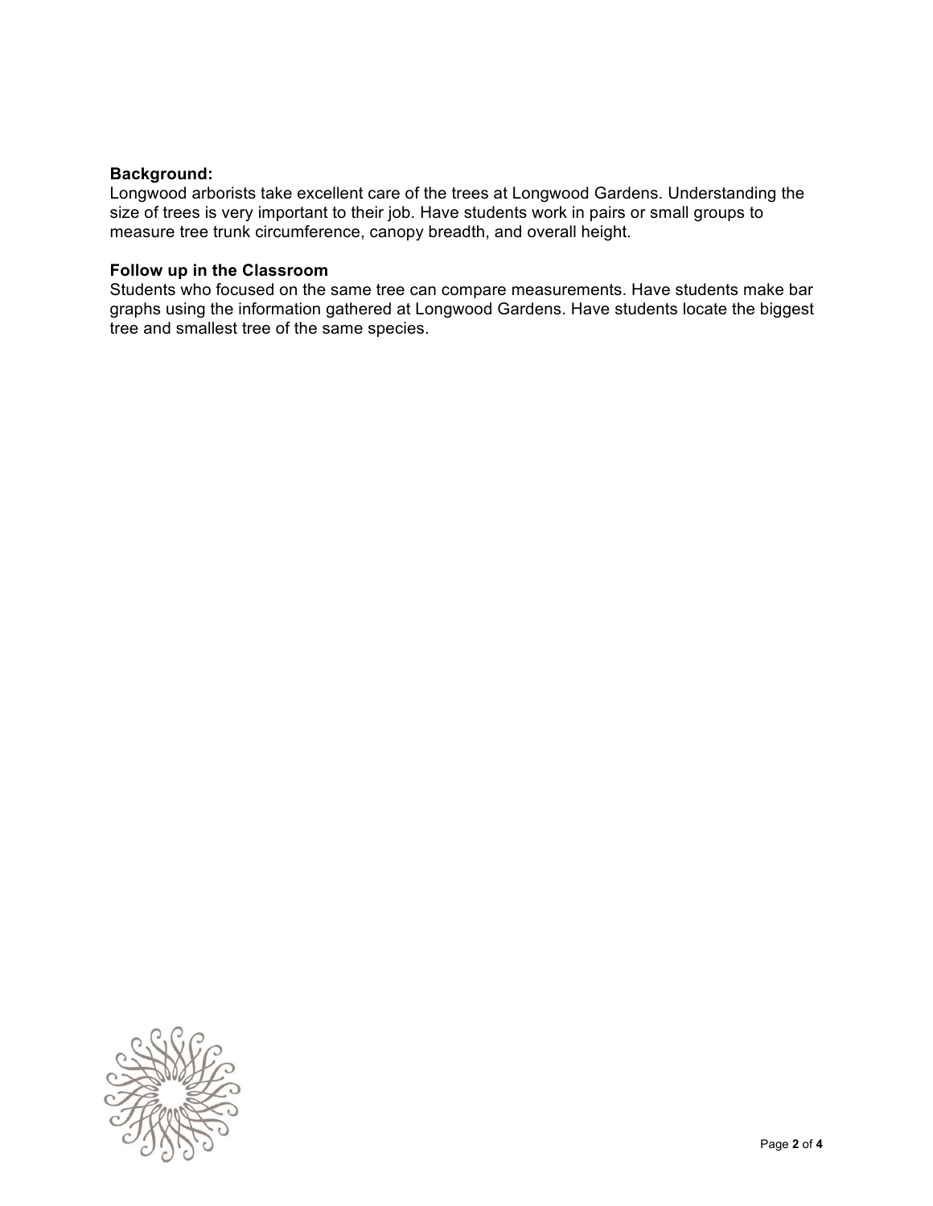**Background:**
Longwood arborists take excellent care of the trees at Longwood Gardens. Understanding the size of trees is very important to their job. Have students work in pairs or small groups to measure tree trunk circumference, canopy breadth, and overall height.

**Follow up in the Classroom**
Students who focused on the same tree can compare measurements. Have students make bar graphs using the information gathered at Longwood Gardens. Have students locate the biggest tree and smallest tree of the same species.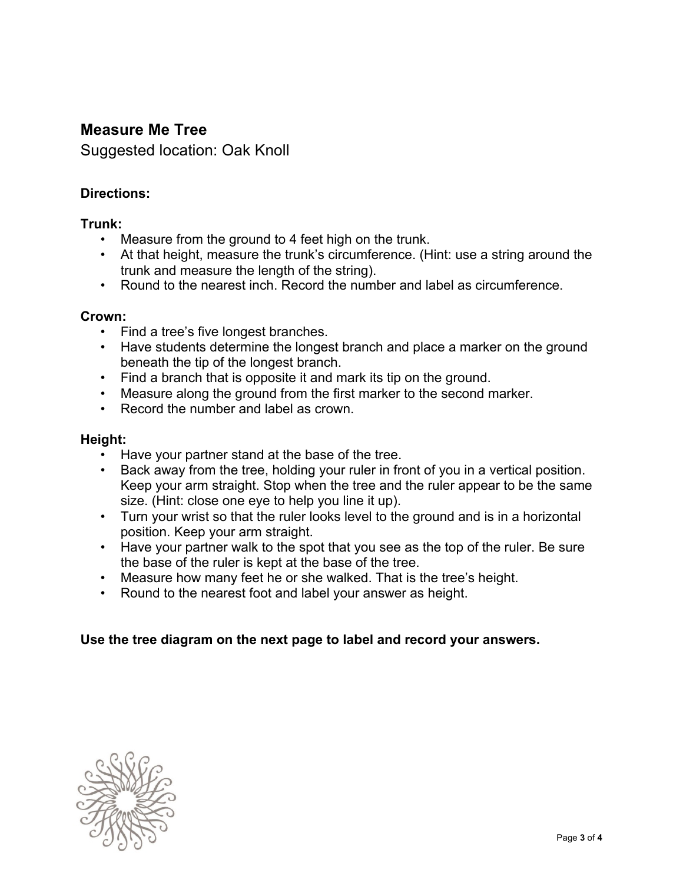## Measure Me Tree

Suggested location: Oak Knoll

**Directions:**

**Trunk:**

- Measure from the ground to 4 feet high on the trunk.
- At that height, measure the trunk's circumference. (Hint: use a string around the trunk and measure the length of the string).
- Round to the nearest inch. Record the number and label as circumference.

**Crown:**

- Find a tree's five longest branches.
- Have students determine the longest branch and place a marker on the ground beneath the tip of the longest branch.
- Find a branch that is opposite it and mark its tip on the ground.
- Measure along the ground from the first marker to the second marker.
- Record the number and label as crown.

**Height:**

- Have your partner stand at the base of the tree.
- Back away from the tree, holding your ruler in front of you in a vertical position. Keep your arm straight. Stop when the tree and the ruler appear to be the same size. (Hint: close one eye to help you line it up).
- Turn your wrist so that the ruler looks level to the ground and is in a horizontal position. Keep your arm straight.
- Have your partner walk to the spot that you see as the top of the ruler. Be sure the base of the ruler is kept at the base of the tree.
- Measure how many feet he or she walked. That is the tree's height.
- Round to the nearest foot and label your answer as height.

**Use the tree diagram on the next page to label and record your answers.**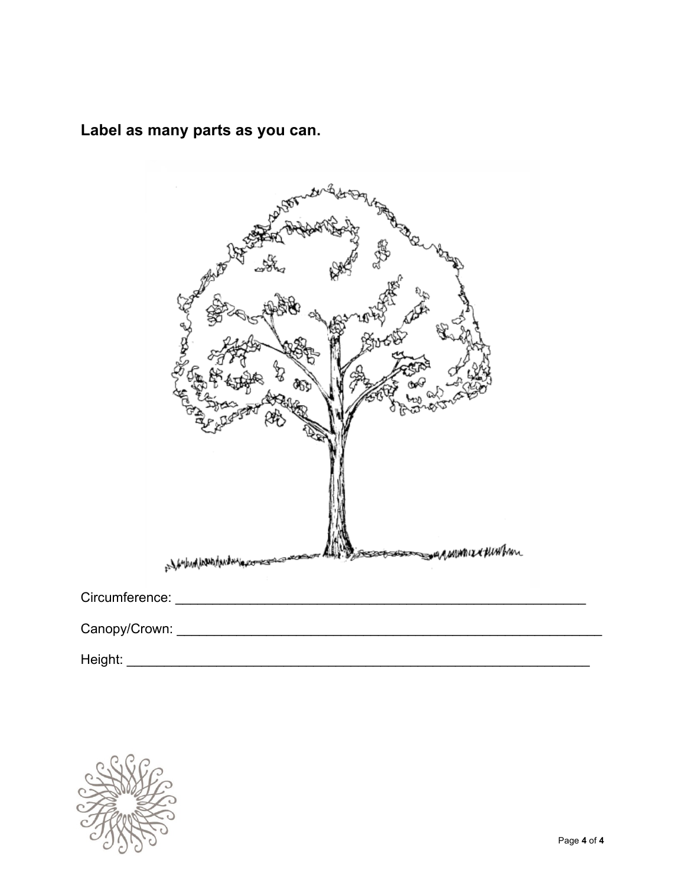**Label as many parts as you can.**

Circumference: ____________________________________________________________

Canopy/Crown: ______________________________________________________________

Height: ____________________________________________________________________